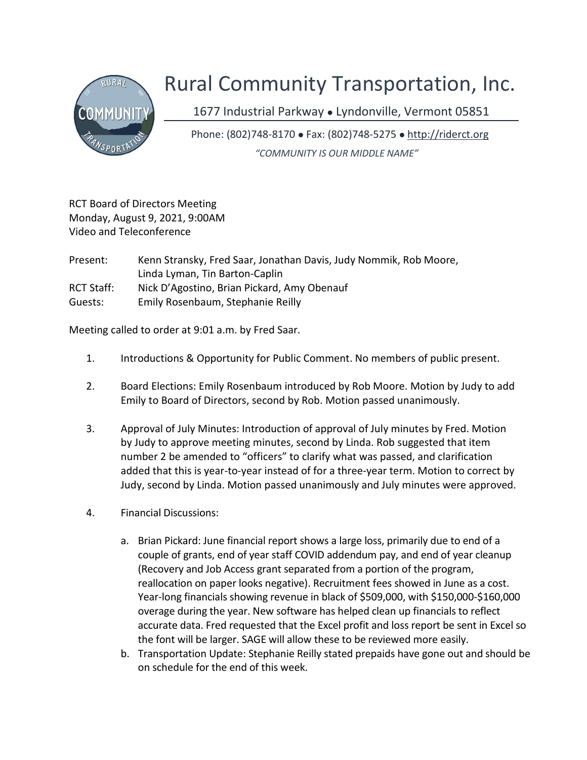# Rural Community Transportation, Inc.

1677 Industrial Parkway • Lyndonville, Vermont 05851

Phone: (802)748-8170 • Fax: (802)748-5275 • http://riderct.org

*"COMMUNITY IS OUR MIDDLE NAME"*

RCT Board of Directors Meeting
Monday, August 9, 2021, 9:00AM
Video and Teleconference

| | |
|---|---|
| Present: | Kenn Stransky, Fred Saar, Jonathan Davis, Judy Nommik, Rob Moore, Linda Lyman, Tin Barton-Caplin |
| RCT Staff: | Nick D'Agostino, Brian Pickard, Amy Obenauf |
| Guests: | Emily Rosenbaum, Stephanie Reilly |

Meeting called to order at 9:01 a.m. by Fred Saar.

1. Introductions & Opportunity for Public Comment. No members of public present.

2. Board Elections: Emily Rosenbaum introduced by Rob Moore. Motion by Judy to add Emily to Board of Directors, second by Rob. Motion passed unanimously.

3. Approval of July Minutes: Introduction of approval of July minutes by Fred. Motion by Judy to approve meeting minutes, second by Linda. Rob suggested that item number 2 be amended to "officers" to clarify what was passed, and clarification added that this is year-to-year instead of for a three-year term. Motion to correct by Judy, second by Linda. Motion passed unanimously and July minutes were approved.

4. Financial Discussions:

   a. Brian Pickard: June financial report shows a large loss, primarily due to end of a couple of grants, end of year staff COVID addendum pay, and end of year cleanup (Recovery and Job Access grant separated from a portion of the program, reallocation on paper looks negative). Recruitment fees showed in June as a cost. Year-long financials showing revenue in black of $509,000, with $150,000-$160,000 overage during the year. New software has helped clean up financials to reflect accurate data. Fred requested that the Excel profit and loss report be sent in Excel so the font will be larger. SAGE will allow these to be reviewed more easily.
   b. Transportation Update: Stephanie Reilly stated prepaids have gone out and should be on schedule for the end of this week.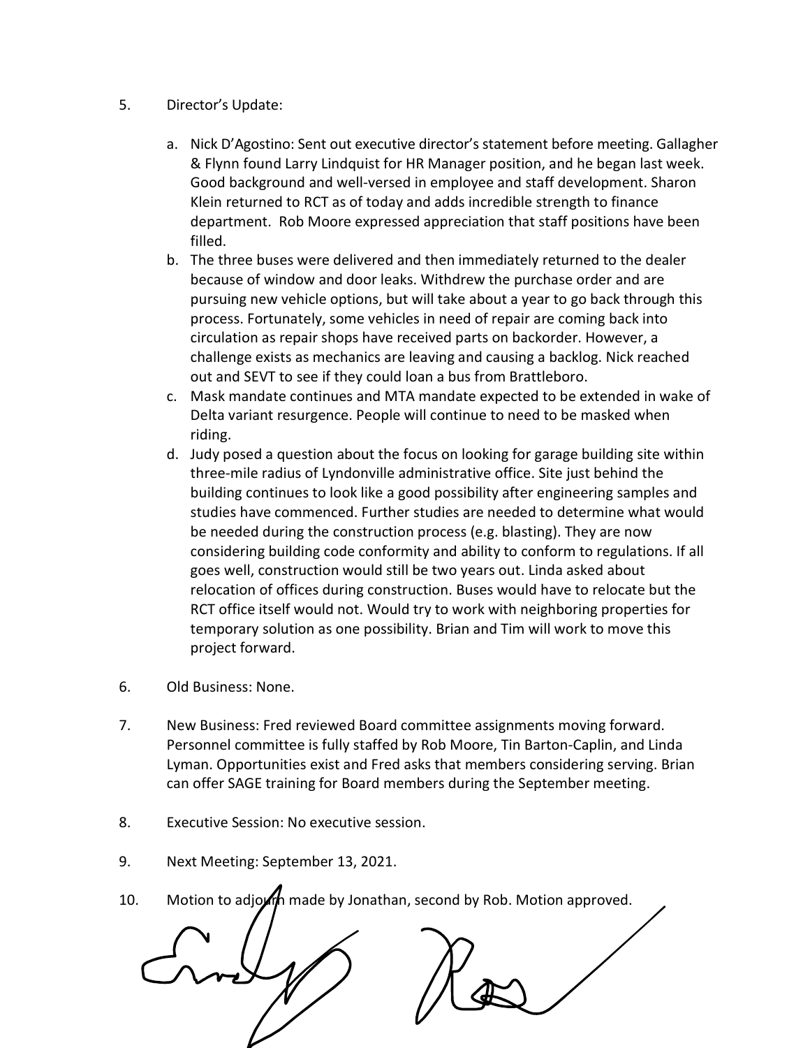5. Director's Update:

   a. Nick D'Agostino: Sent out executive director's statement before meeting. Gallagher & Flynn found Larry Lindquist for HR Manager position, and he began last week. Good background and well-versed in employee and staff development. Sharon Klein returned to RCT as of today and adds incredible strength to finance department. Rob Moore expressed appreciation that staff positions have been filled.
   b. The three buses were delivered and then immediately returned to the dealer because of window and door leaks. Withdrew the purchase order and are pursuing new vehicle options, but will take about a year to go back through this process. Fortunately, some vehicles in need of repair are coming back into circulation as repair shops have received parts on backorder. However, a challenge exists as mechanics are leaving and causing a backlog. Nick reached out and SEVT to see if they could loan a bus from Brattleboro.
   c. Mask mandate continues and MTA mandate expected to be extended in wake of Delta variant resurgence. People will continue to need to be masked when riding.
   d. Judy posed a question about the focus on looking for garage building site within three-mile radius of Lyndonville administrative office. Site just behind the building continues to look like a good possibility after engineering samples and studies have commenced. Further studies are needed to determine what would be needed during the construction process (e.g. blasting). They are now considering building code conformity and ability to conform to regulations. If all goes well, construction would still be two years out. Linda asked about relocation of offices during construction. Buses would have to relocate but the RCT office itself would not. Would try to work with neighboring properties for temporary solution as one possibility. Brian and Tim will work to move this project forward.

6. Old Business: None.

7. New Business: Fred reviewed Board committee assignments moving forward. Personnel committee is fully staffed by Rob Moore, Tin Barton-Caplin, and Linda Lyman. Opportunities exist and Fred asks that members considering serving. Brian can offer SAGE training for Board members during the September meeting.

8. Executive Session: No executive session.

9. Next Meeting: September 13, 2021.

10. Motion to adjourn made by Jonathan, second by Rob. Motion approved.